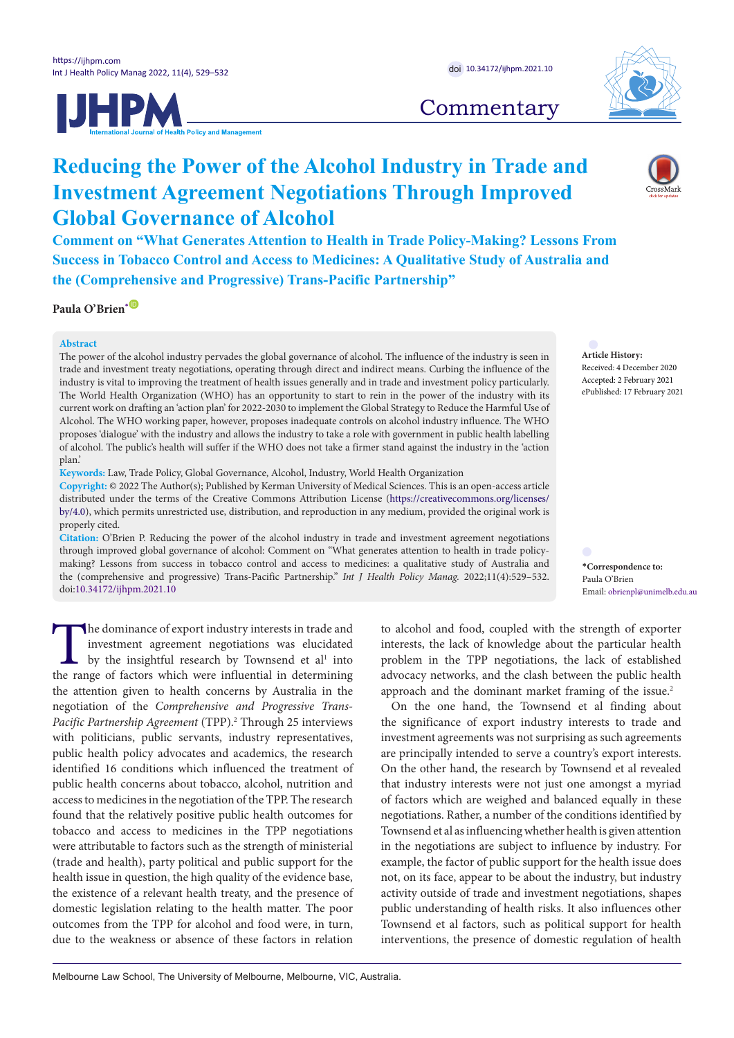Commentary

# Reducing the Power of the Alcohol Industry in Trade and Investment Agreement Negotiations Through Improved Global Governance of Alcohol

## Comment on "What Generates Attention to Health in Trade Policy-Making? Lessons From Success in Tobacco Control and Access to Medicines: A Qualitative Study of Australia and the (Comprehensive and Progressive) Trans-Pacific Partnership"

**Paula O'Brien***

**Abstract**

The power of the alcohol industry pervades the global governance of alcohol. The influence of the industry is seen in trade and investment treaty negotiations, operating through direct and indirect means. Curbing the influence of the industry is vital to improving the treatment of health issues generally and in trade and investment policy particularly. The World Health Organization (WHO) has an opportunity to start to rein in the power of the industry with its current work on drafting an 'action plan' for 2022-2030 to implement the Global Strategy to Reduce the Harmful Use of Alcohol. The WHO working paper, however, proposes inadequate controls on alcohol industry influence. The WHO proposes 'dialogue' with the industry and allows the industry to take a role with government in public health labelling of alcohol. The public's health will suffer if the WHO does not take a firmer stand against the industry in the 'action plan.'

**Keywords:** Law, Trade Policy, Global Governance, Alcohol, Industry, World Health Organization

**Copyright:** © 2022 The Author(s); Published by Kerman University of Medical Sciences. This is an open-access article distributed under the terms of the Creative Commons Attribution License (https://creativecommons.org/licenses/by/4.0), which permits unrestricted use, distribution, and reproduction in any medium, provided the original work is properly cited.

**Citation:** O'Brien P. Reducing the power of the alcohol industry in trade and investment agreement negotiations through improved global governance of alcohol: Comment on "What generates attention to health in trade policy-making? Lessons from success in tobacco control and access to medicines: a qualitative study of Australia and the (comprehensive and progressive) Trans-Pacific Partnership." *Int J Health Policy Manag.* 2022;11(4):529–532. doi:10.34172/ijhpm.2021.10

**Article History:**
Received: 4 December 2020
Accepted: 2 February 2021
ePublished: 17 February 2021

***Correspondence to:**
Paula O'Brien
Email: obrienpl@unimelb.edu.au

The dominance of export industry interests in trade and investment agreement negotiations was elucidated by the insightful research by Townsend et al[1] into the range of factors which were influential in determining the attention given to health concerns by Australia in the negotiation of the *Comprehensive and Progressive Trans-Pacific Partnership Agreement* (TPP).[2] Through 25 interviews with politicians, public servants, industry representatives, public health policy advocates and academics, the research identified 16 conditions which influenced the treatment of public health concerns about tobacco, alcohol, nutrition and access to medicines in the negotiation of the TPP. The research found that the relatively positive public health outcomes for tobacco and access to medicines in the TPP negotiations were attributable to factors such as the strength of ministerial (trade and health), party political and public support for the health issue in question, the high quality of the evidence base, the existence of a relevant health treaty, and the presence of domestic legislation relating to the health matter. The poor outcomes from the TPP for alcohol and food were, in turn, due to the weakness or absence of these factors in relation to alcohol and food, coupled with the strength of exporter interests, the lack of knowledge about the particular health problem in the TPP negotiations, the lack of established advocacy networks, and the clash between the public health approach and the dominant market framing of the issue.[2]

On the one hand, the Townsend et al finding about the significance of export industry interests to trade and investment agreements was not surprising as such agreements are principally intended to serve a country's export interests. On the other hand, the research by Townsend et al revealed that industry interests were not just one amongst a myriad of factors which are weighed and balanced equally in these negotiations. Rather, a number of the conditions identified by Townsend et al as influencing whether health is given attention in the negotiations are subject to influence by industry. For example, the factor of public support for the health issue does not, on its face, appear to be about the industry, but industry activity outside of trade and investment negotiations, shapes public understanding of health risks. It also influences other Townsend et al factors, such as political support for health interventions, the presence of domestic regulation of health

Melbourne Law School, The University of Melbourne, Melbourne, VIC, Australia.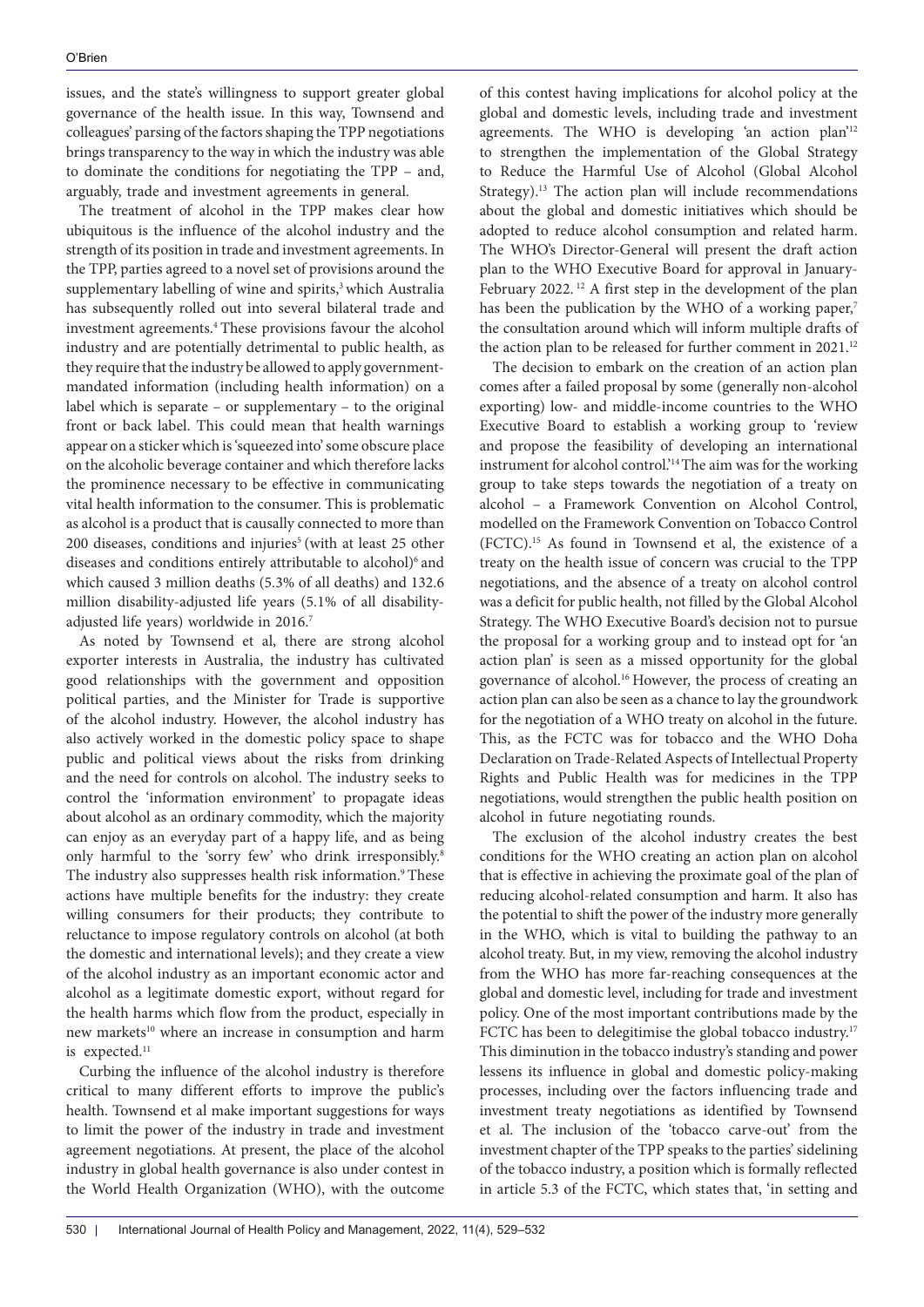issues, and the state's willingness to support greater global governance of the health issue. In this way, Townsend and colleagues' parsing of the factors shaping the TPP negotiations brings transparency to the way in which the industry was able to dominate the conditions for negotiating the TPP – and, arguably, trade and investment agreements in general.

The treatment of alcohol in the TPP makes clear how ubiquitous is the influence of the alcohol industry and the strength of its position in trade and investment agreements. In the TPP, parties agreed to a novel set of provisions around the supplementary labelling of wine and spirits,[3] which Australia has subsequently rolled out into several bilateral trade and investment agreements.[4] These provisions favour the alcohol industry and are potentially detrimental to public health, as they require that the industry be allowed to apply government-mandated information (including health information) on a label which is separate – or supplementary – to the original front or back label. This could mean that health warnings appear on a sticker which is 'squeezed into' some obscure place on the alcoholic beverage container and which therefore lacks the prominence necessary to be effective in communicating vital health information to the consumer. This is problematic as alcohol is a product that is causally connected to more than 200 diseases, conditions and injuries[5] (with at least 25 other diseases and conditions entirely attributable to alcohol)[6] and which caused 3 million deaths (5.3% of all deaths) and 132.6 million disability-adjusted life years (5.1% of all disability-adjusted life years) worldwide in 2016.[7]

As noted by Townsend et al, there are strong alcohol exporter interests in Australia, the industry has cultivated good relationships with the government and opposition political parties, and the Minister for Trade is supportive of the alcohol industry. However, the alcohol industry has also actively worked in the domestic policy space to shape public and political views about the risks from drinking and the need for controls on alcohol. The industry seeks to control the 'information environment' to propagate ideas about alcohol as an ordinary commodity, which the majority can enjoy as an everyday part of a happy life, and as being only harmful to the 'sorry few' who drink irresponsibly.[8] The industry also suppresses health risk information.[9] These actions have multiple benefits for the industry: they create willing consumers for their products; they contribute to reluctance to impose regulatory controls on alcohol (at both the domestic and international levels); and they create a view of the alcohol industry as an important economic actor and alcohol as a legitimate domestic export, without regard for the health harms which flow from the product, especially in new markets[10] where an increase in consumption and harm is expected.[11]

Curbing the influence of the alcohol industry is therefore critical to many different efforts to improve the public's health. Townsend et al make important suggestions for ways to limit the power of the industry in trade and investment agreement negotiations. At present, the place of the alcohol industry in global health governance is also under contest in the World Health Organization (WHO), with the outcome of this contest having implications for alcohol policy at the global and domestic levels, including trade and investment agreements. The WHO is developing 'an action plan'[12] to strengthen the implementation of the Global Strategy to Reduce the Harmful Use of Alcohol (Global Alcohol Strategy).[13] The action plan will include recommendations about the global and domestic initiatives which should be adopted to reduce alcohol consumption and related harm. The WHO's Director-General will present the draft action plan to the WHO Executive Board for approval in January-February 2022.[12] A first step in the development of the plan has been the publication by the WHO of a working paper,[7] the consultation around which will inform multiple drafts of the action plan to be released for further comment in 2021.[12]

The decision to embark on the creation of an action plan comes after a failed proposal by some (generally non-alcohol exporting) low- and middle-income countries to the WHO Executive Board to establish a working group to 'review and propose the feasibility of developing an international instrument for alcohol control.'[14] The aim was for the working group to take steps towards the negotiation of a treaty on alcohol – a Framework Convention on Alcohol Control, modelled on the Framework Convention on Tobacco Control (FCTC).[15] As found in Townsend et al, the existence of a treaty on the health issue of concern was crucial to the TPP negotiations, and the absence of a treaty on alcohol control was a deficit for public health, not filled by the Global Alcohol Strategy. The WHO Executive Board's decision not to pursue the proposal for a working group and to instead opt for 'an action plan' is seen as a missed opportunity for the global governance of alcohol.[16] However, the process of creating an action plan can also be seen as a chance to lay the groundwork for the negotiation of a WHO treaty on alcohol in the future. This, as the FCTC was for tobacco and the WHO Doha Declaration on Trade-Related Aspects of Intellectual Property Rights and Public Health was for medicines in the TPP negotiations, would strengthen the public health position on alcohol in future negotiating rounds.

The exclusion of the alcohol industry creates the best conditions for the WHO creating an action plan on alcohol that is effective in achieving the proximate goal of the plan of reducing alcohol-related consumption and harm. It also has the potential to shift the power of the industry more generally in the WHO, which is vital to building the pathway to an alcohol treaty. But, in my view, removing the alcohol industry from the WHO has more far-reaching consequences at the global and domestic level, including for trade and investment policy. One of the most important contributions made by the FCTC has been to delegitimise the global tobacco industry.[17] This diminution in the tobacco industry's standing and power lessens its influence in global and domestic policy-making processes, including over the factors influencing trade and investment treaty negotiations as identified by Townsend et al. The inclusion of the 'tobacco carve-out' from the investment chapter of the TPP speaks to the parties' sidelining of the tobacco industry, a position which is formally reflected in article 5.3 of the FCTC, which states that, 'in setting and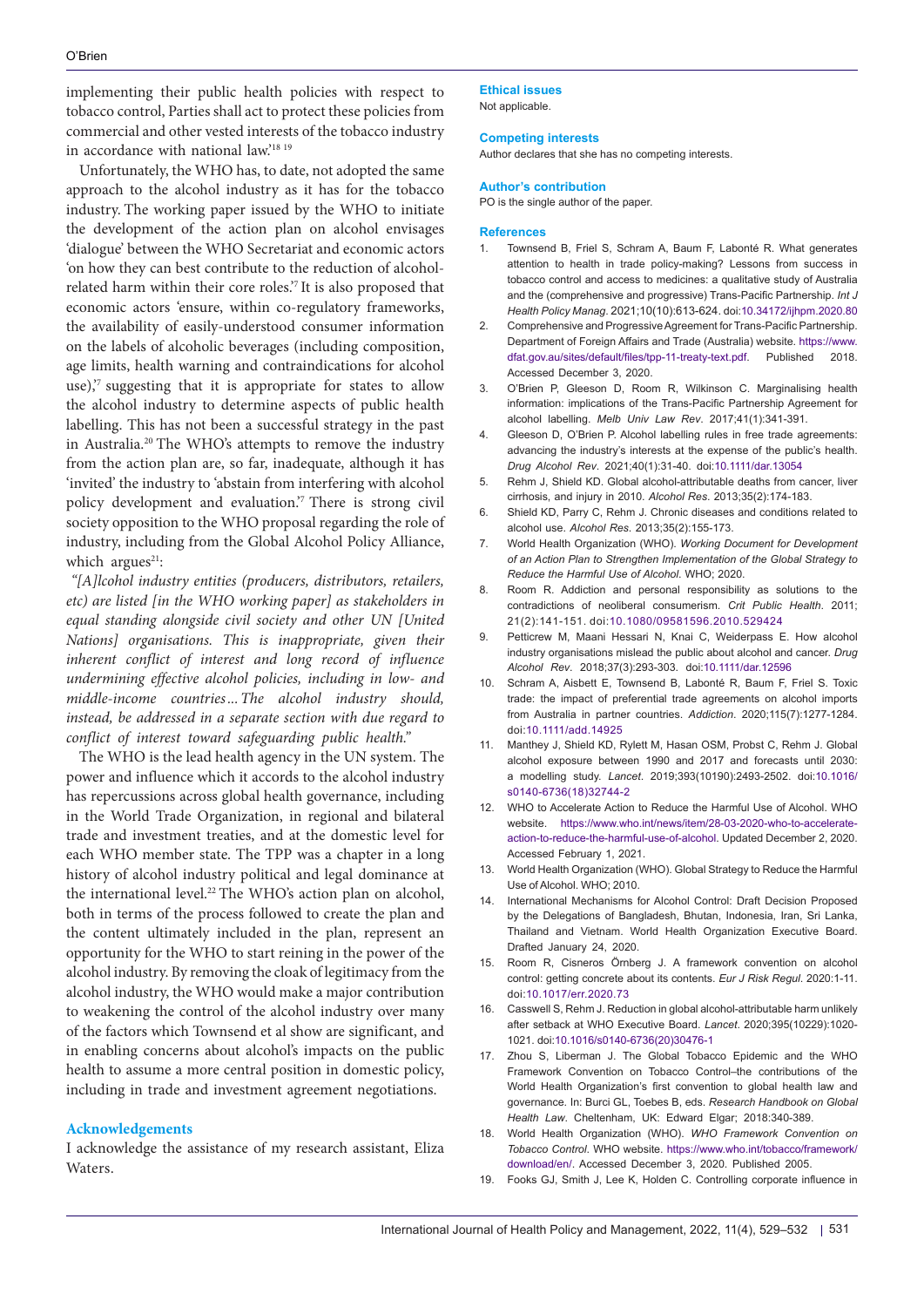implementing their public health policies with respect to tobacco control, Parties shall act to protect these policies from commercial and other vested interests of the tobacco industry in accordance with national law.'[18,19]

Unfortunately, the WHO has, to date, not adopted the same approach to the alcohol industry as it has for the tobacco industry. The working paper issued by the WHO to initiate the development of the action plan on alcohol envisages 'dialogue' between the WHO Secretariat and economic actors 'on how they can best contribute to the reduction of alcohol-related harm within their core roles.'[7] It is also proposed that economic actors 'ensure, within co-regulatory frameworks, the availability of easily-understood consumer information on the labels of alcoholic beverages (including composition, age limits, health warning and contraindications for alcohol use),'[7] suggesting that it is appropriate for states to allow the alcohol industry to determine aspects of public health labelling. This has not been a successful strategy in the past in Australia.[20] The WHO's attempts to remove the industry from the action plan are, so far, inadequate, although it has 'invited' the industry to 'abstain from interfering with alcohol policy development and evaluation.'[7] There is strong civil society opposition to the WHO proposal regarding the role of industry, including from the Global Alcohol Policy Alliance, which argues[21]:

*"[A]lcohol industry entities (producers, distributors, retailers, etc) are listed [in the WHO working paper] as stakeholders in equal standing alongside civil society and other UN [United Nations] organisations. This is inappropriate, given their inherent conflict of interest and long record of influence undermining effective alcohol policies, including in low- and middle-income countries…The alcohol industry should, instead, be addressed in a separate section with due regard to conflict of interest toward safeguarding public health."*

The WHO is the lead health agency in the UN system. The power and influence which it accords to the alcohol industry has repercussions across global health governance, including in the World Trade Organization, in regional and bilateral trade and investment treaties, and at the domestic level for each WHO member state. The TPP was a chapter in a long history of alcohol industry political and legal dominance at the international level.[22] The WHO's action plan on alcohol, both in terms of the process followed to create the plan and the content ultimately included in the plan, represent an opportunity for the WHO to start reining in the power of the alcohol industry. By removing the cloak of legitimacy from the alcohol industry, the WHO would make a major contribution to weakening the control of the alcohol industry over many of the factors which Townsend et al show are significant, and in enabling concerns about alcohol's impacts on the public health to assume a more central position in domestic policy, including in trade and investment agreement negotiations.

## Acknowledgements

I acknowledge the assistance of my research assistant, Eliza Waters.

## Ethical issues

Not applicable.

## Competing interests

Author declares that she has no competing interests.

## Author's contribution

PO is the single author of the paper.

## References

1. Townsend B, Friel S, Schram A, Baum F, Labonté R. What generates attention to health in trade policy-making? Lessons from success in tobacco control and access to medicines: a qualitative study of Australia and the (comprehensive and progressive) Trans-Pacific Partnership. *Int J Health Policy Manag*. 2021;10(10):613-624. doi:10.34172/ijhpm.2020.80
2. Comprehensive and Progressive Agreement for Trans-Pacific Partnership. Department of Foreign Affairs and Trade (Australia) website. https://www.dfat.gov.au/sites/default/files/tpp-11-treaty-text.pdf. Published 2018. Accessed December 3, 2020.
3. O'Brien P, Gleeson D, Room R, Wilkinson C. Marginalising health information: implications of the Trans-Pacific Partnership Agreement for alcohol labelling. *Melb Univ Law Rev*. 2017;41(1):341-391.
4. Gleeson D, O'Brien P. Alcohol labelling rules in free trade agreements: advancing the industry's interests at the expense of the public's health. *Drug Alcohol Rev*. 2021;40(1):31-40. doi:10.1111/dar.13054
5. Rehm J, Shield KD. Global alcohol-attributable deaths from cancer, liver cirrhosis, and injury in 2010. *Alcohol Res*. 2013;35(2):174-183.
6. Shield KD, Parry C, Rehm J. Chronic diseases and conditions related to alcohol use. *Alcohol Res*. 2013;35(2):155-173.
7. World Health Organization (WHO). *Working Document for Development of an Action Plan to Strengthen Implementation of the Global Strategy to Reduce the Harmful Use of Alcohol*. WHO; 2020.
8. Room R. Addiction and personal responsibility as solutions to the contradictions of neoliberal consumerism. *Crit Public Health*. 2011; 21(2):141-151. doi:10.1080/09581596.2010.529424
9. Petticrew M, Maani Hessari N, Knai C, Weiderpass E. How alcohol industry organisations mislead the public about alcohol and cancer. *Drug Alcohol Rev*. 2018;37(3):293-303. doi:10.1111/dar.12596
10. Schram A, Aisbett E, Townsend B, Labonté R, Baum F, Friel S. Toxic trade: the impact of preferential trade agreements on alcohol imports from Australia in partner countries. *Addiction*. 2020;115(7):1277-1284. doi:10.1111/add.14925
11. Manthey J, Shield KD, Rylett M, Hasan OSM, Probst C, Rehm J. Global alcohol exposure between 1990 and 2017 and forecasts until 2030: a modelling study. *Lancet*. 2019;393(10190):2493-2502. doi:10.1016/s0140-6736(18)32744-2
12. WHO to Accelerate Action to Reduce the Harmful Use of Alcohol. WHO website. https://www.who.int/news/item/28-03-2020-who-to-accelerate-action-to-reduce-the-harmful-use-of-alcohol. Updated December 2, 2020. Accessed February 1, 2021.
13. World Health Organization (WHO). Global Strategy to Reduce the Harmful Use of Alcohol. WHO; 2010.
14. International Mechanisms for Alcohol Control: Draft Decision Proposed by the Delegations of Bangladesh, Bhutan, Indonesia, Iran, Sri Lanka, Thailand and Vietnam. World Health Organization Executive Board. Drafted January 24, 2020.
15. Room R, Cisneros Örnberg J. A framework convention on alcohol control: getting concrete about its contents. *Eur J Risk Regul*. 2020:1-11. doi:10.1017/err.2020.73
16. Casswell S, Rehm J. Reduction in global alcohol-attributable harm unlikely after setback at WHO Executive Board. *Lancet*. 2020;395(10229):1020-1021. doi:10.1016/s0140-6736(20)30476-1
17. Zhou S, Liberman J. The Global Tobacco Epidemic and the WHO Framework Convention on Tobacco Control–the contributions of the World Health Organization's first convention to global health law and governance. In: Burci GL, Toebes B, eds. *Research Handbook on Global Health Law*. Cheltenham, UK: Edward Elgar; 2018:340-389.
18. World Health Organization (WHO). *WHO Framework Convention on Tobacco Control*. WHO website. https://www.who.int/tobacco/framework/download/en/. Accessed December 3, 2020. Published 2005.
19. Fooks GJ, Smith J, Lee K, Holden C. Controlling corporate influence in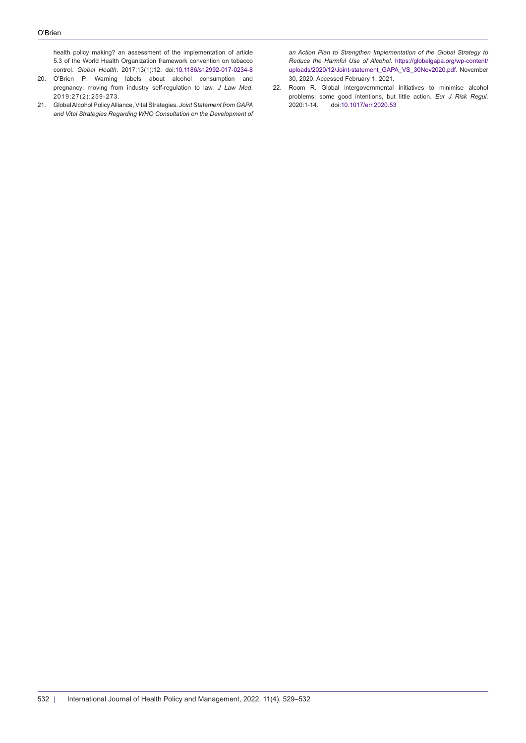health policy making? an assessment of the implementation of article 5.3 of the World Health Organization framework convention on tobacco control. *Global Health*. 2017;13(1):12. doi:10.1186/s12992-017-0234-8

20. O'Brien P. Warning labels about alcohol consumption and pregnancy: moving from industry self-regulation to law. *J Law Med*. 2019;27(2):259-273.
21. Global Alcohol Policy Alliance, Vital Strategies. *Joint Statement from GAPA and Vital Strategies Regarding WHO Consultation on the Development of an Action Plan to Strengthen Implementation of the Global Strategy to Reduce the Harmful Use of Alcohol*. https://globalgapa.org/wp-content/uploads/2020/12/Joint-statement_GAPA_VS_30Nov2020.pdf. November 30, 2020. Accessed February 1, 2021.
22. Room R. Global intergovernmental initiatives to minimise alcohol problems: some good intentions, but little action. *Eur J Risk Regul*. 2020:1-14. doi:10.1017/err.2020.53